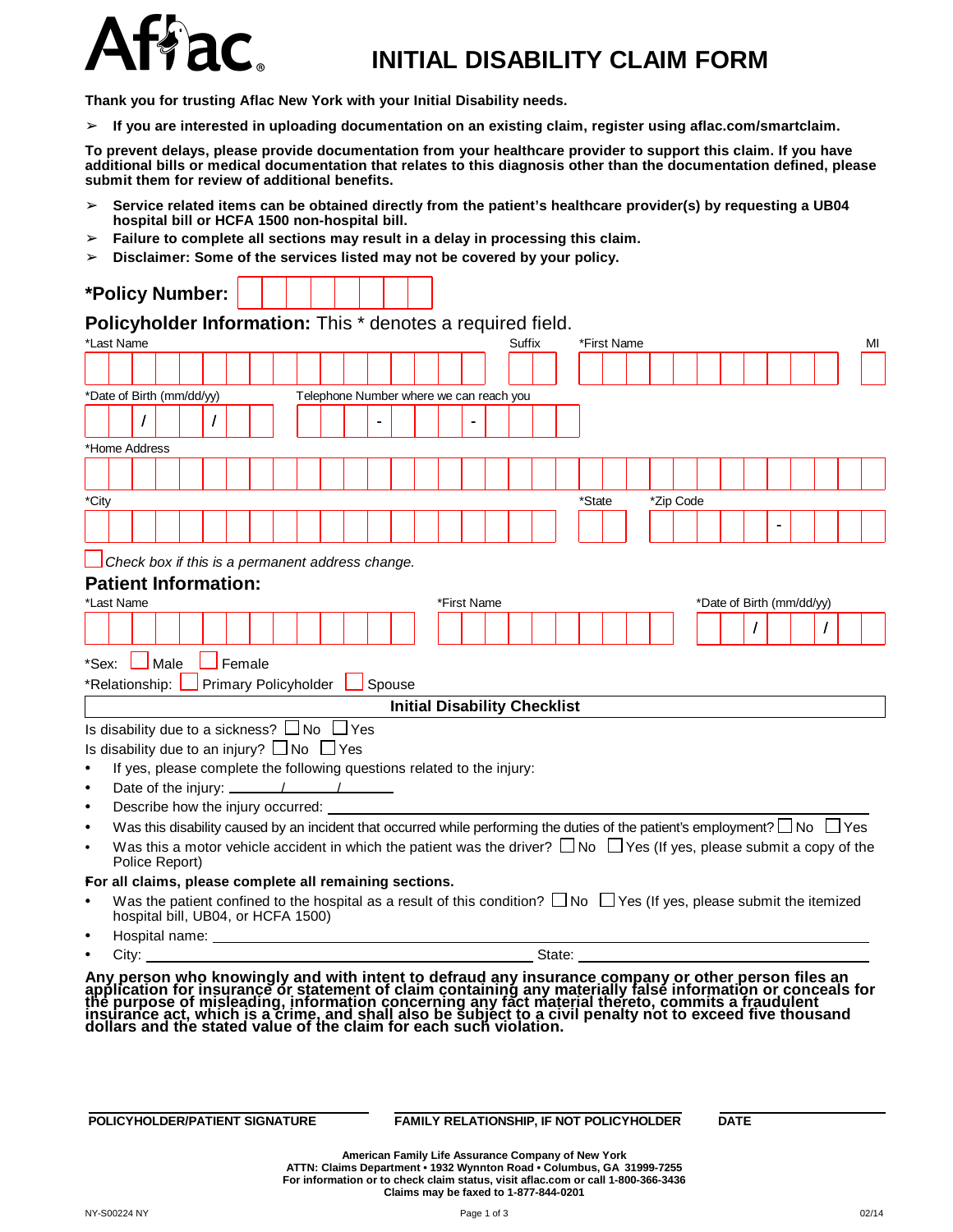# Aflac

# INITIAL DISABILITY CLAIM FORM

**Thank you for trusting Aflac New York with your Initial Disability needs.**

- **If you are interested in uploading documentation on an existing claim, register using aflac.com/smartclaim.**

**To prevent delays, please provide documentation from your healthcare provider to support this claim. If you have additional bills or medical documentation that relates to this diagnosis other than the documentation defined, please submit them for review of additional benefits.**

- **Service related items can be obtained directly from the patient's healthcare provider(s) by requesting a UB04 hospital bill or HCFA 1500 non-hospital bill.**
- **Failure to complete all sections may result in a delay in processing this claim.**
- **Disclaimer: Some of the services listed may not be covered by your policy.**

## *Policy Number:

## Policyholder Information: This * denotes a required field.

*Last Name | Suffix | *First Name | MI

*Date of Birth (mm/dd/yy) ___ / ___ / ___ | Telephone Number where we can reach you ___ - ___ - ___

*Home Address

*City | *State | *Zip Code ___ - ___

☐ *Check box if this is a permanent address change.*

## Patient Information:

*Last Name | *First Name | *Date of Birth (mm/dd/yy) ___ / ___ / ___

*Sex: ☐ Male ☐ Female

*Relationship: ☐ Primary Policyholder ☐ Spouse

**Initial Disability Checklist**

Is disability due to a sickness? ☐ No ☐ Yes

Is disability due to an injury? ☐ No ☐ Yes

- If yes, please complete the following questions related to the injury:
- Date of the injury: ______/______/______
- Describe how the injury occurred: ____________________
- Was this disability caused by an incident that occurred while performing the duties of the patient's employment? ☐ No ☐ Yes
- Was this a motor vehicle accident in which the patient was the driver? ☐ No ☐ Yes (If yes, please submit a copy of the Police Report)

**For all claims, please complete all remaining sections.**

- Was the patient confined to the hospital as a result of this condition? ☐ No ☐ Yes (If yes, please submit the itemized hospital bill, UB04, or HCFA 1500)
- Hospital name: ____________________
- City: ____________________ State: ____________________

**Any person who knowingly and with intent to defraud any insurance company or other person files an application for insurance or statement of claim containing any materially false information or conceals for the purpose of misleading, information concerning any fact material thereto, commits a fraudulent insurance act, which is a crime, and shall also be subject to a civil penalty not to exceed five thousand dollars and the stated value of the claim for each such violation.**

**POLICYHOLDER/PATIENT SIGNATURE** | **FAMILY RELATIONSHIP, IF NOT POLICYHOLDER** | **DATE**

**American Family Life Assurance Company of New York**
**ATTN: Claims Department • 1932 Wynnton Road • Columbus, GA 31999-7255**
**For information or to check claim status, visit aflac.com or call 1-800-366-3436**
**Claims may be faxed to 1-877-844-0201**

NY-S00224 NY 02/14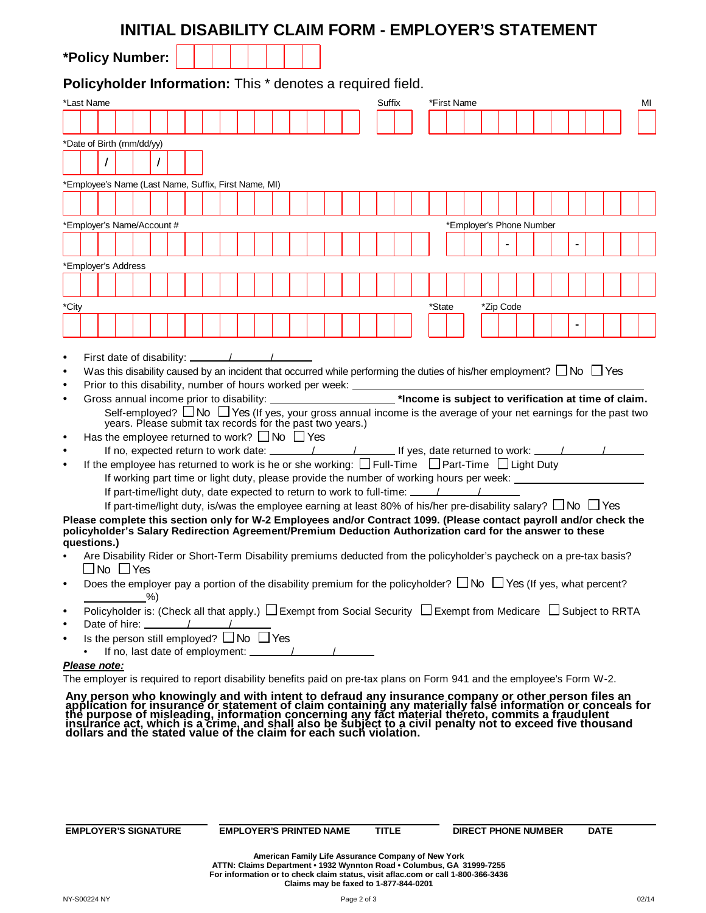# INITIAL DISABILITY CLAIM FORM - EMPLOYER'S STATEMENT

**\*Policy Number:** __________

**Policyholder Information:** This * denotes a required field.

*Last Name ______________________ Suffix ______ *First Name ______________________ MI ___

*Date of Birth (mm/dd/yy) ____ / ____ / ____

*Employee's Name (Last Name, Suffix, First Name, MI) ______________________________

*Employer's Name/Account # ______________________ *Employer's Phone Number ____ - ____ - ____

*Employer's Address ______________________________

*City ______________________ *State ____ *Zip Code ______ - ____

- First date of disability: ____ / ____ / ____
- Was this disability caused by an incident that occurred while performing the duties of his/her employment? ☐ No ☐ Yes
- Prior to this disability, number of hours worked per week: ______________________
- Gross annual income prior to disability: ______________________ **\*Income is subject to verification at time of claim.**
  - Self-employed? ☐ No ☐ Yes (If yes, your gross annual income is the average of your net earnings for the past two years. Please submit tax records for the past two years.)
- Has the employee returned to work? ☐ No ☐ Yes
  - If no, expected return to work date: ____ / ____ / ____ If yes, date returned to work: ____ / ____ / ____
- If the employee has returned to work is he or she working: ☐ Full-Time ☐ Part-Time ☐ Light Duty
  - If working part time or light duty, please provide the number of working hours per week: ______________
  - If part-time/light duty, date expected to return to work to full-time: ____ / ____ / ____
  - If part-time/light duty, is/was the employee earning at least 80% of his/her pre-disability salary? ☐ No ☐ Yes

**Please complete this section only for W-2 Employees and/or Contract 1099. (Please contact payroll and/or check the policyholder's Salary Redirection Agreement/Premium Deduction Authorization card for the answer to these questions.)**

- Are Disability Rider or Short-Term Disability premiums deducted from the policyholder's paycheck on a pre-tax basis? ☐ No ☐ Yes
- Does the employer pay a portion of the disability premium for the policyholder? ☐ No ☐ Yes (If yes, what percent? ________%)
- Policyholder is: (Check all that apply.) ☐ Exempt from Social Security ☐ Exempt from Medicare ☐ Subject to RRTA
- Date of hire: ____ / ____ / ____
- Is the person still employed? ☐ No ☐ Yes
  - If no, last date of employment: ____ / ____ / ____

***Please note:***

The employer is required to report disability benefits paid on pre-tax plans on Form 941 and the employee's Form W-2.

**Any person who knowingly and with intent to defraud any insurance company or other person files an application for insurance or statement of claim containing any materially false information or conceals for the purpose of misleading, information concerning any fact material thereto, commits a fraudulent insurance act, which is a crime, and shall also be subject to a civil penalty not to exceed five thousand dollars and the stated value of the claim for each such violation.**

| **EMPLOYER'S SIGNATURE** | **EMPLOYER'S PRINTED NAME** | **TITLE** | **DIRECT PHONE NUMBER** | **DATE** |
|---|---|---|---|---|
| | | | | |

**American Family Life Assurance Company of New York**
**ATTN: Claims Department • 1932 Wynnton Road • Columbus, GA 31999-7255**
**For information or to check claim status, visit aflac.com or call 1-800-366-3436**
**Claims may be faxed to 1-877-844-0201**

NY-S00224 NY 02/14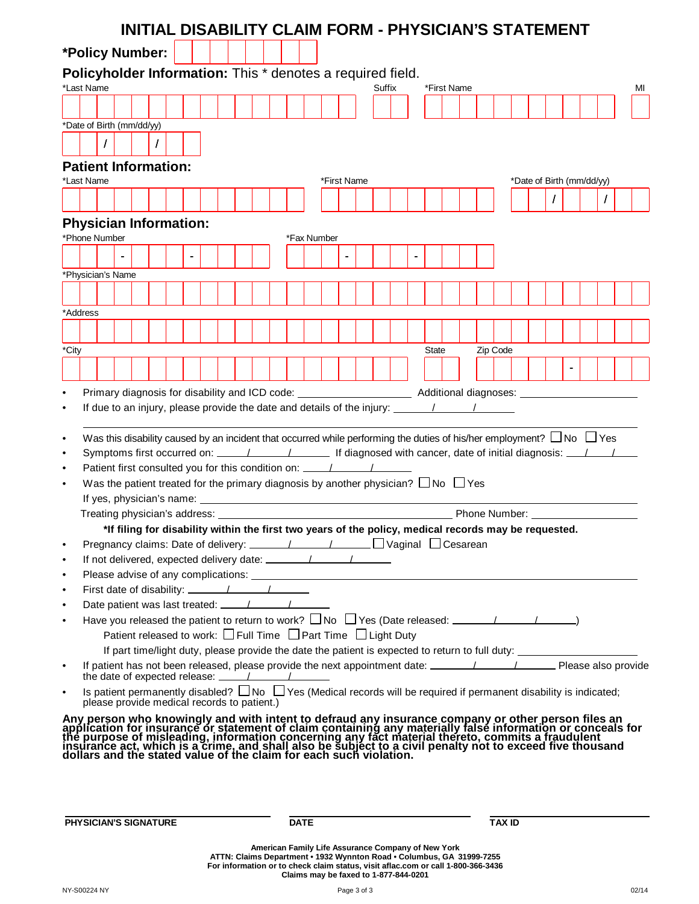# INITIAL DISABILITY CLAIM FORM - PHYSICIAN'S STATEMENT

**\*Policy Number:**

**Policyholder Information:** This * denotes a required field.

*Last Name | Suffix | *First Name | MI

*Date of Birth (mm/dd/yy) ___/___/___

**Patient Information:**

*Last Name | *First Name | *Date of Birth (mm/dd/yy) ___/___/___

**Physician Information:**

*Phone Number ___-___-___ | *Fax Number ___-___-___

*Physician's Name

*Address

*City | State | Zip Code ___-___

- Primary diagnosis for disability and ICD code: __________ Additional diagnoses: __________
- If due to an injury, please provide the date and details of the injury: ___/___/___
- Was this disability caused by an incident that occurred while performing the duties of his/her employment? ☐ No ☐ Yes
- Symptoms first occurred on: ___/___/___ If diagnosed with cancer, date of initial diagnosis: ___/___/___
- Patient first consulted you for this condition on: ___/___/___
- Was the patient treated for the primary diagnosis by another physician? ☐ No ☐ Yes

  If yes, physician's name: __________

  Treating physician's address: __________ Phone Number: __________

  **\*If filing for disability within the first two years of the policy, medical records may be requested.**
- Pregnancy claims: Date of delivery: ___/___/___ ☐ Vaginal ☐ Cesarean
- If not delivered, expected delivery date: ___/___/___
- Please advise of any complications: __________
- First date of disability: ___/___/___
- Date patient was last treated: ___/___/___
- Have you released the patient to return to work? ☐ No ☐ Yes (Date released: ___/___/___)

  Patient released to work: ☐ Full Time ☐ Part Time ☐ Light Duty

  If part time/light duty, please provide the date the patient is expected to return to full duty: __________
- If patient has not been released, please provide the next appointment date: ___/___/___ Please also provide the date of expected release: ___/___/___
- Is patient permanently disabled? ☐ No ☐ Yes (Medical records will be required if permanent disability is indicated; please provide medical records to patient.)

**Any person who knowingly and with intent to defraud any insurance company or other person files an application for insurance or statement of claim containing any materially false information or conceals for the purpose of misleading, information concerning any fact material thereto, commits a fraudulent insurance act, which is a crime, and shall also be subject to a civil penalty not to exceed five thousand dollars and the stated value of the claim for each such violation.**

**PHYSICIAN'S SIGNATURE** __________ **DATE** __________ **TAX ID** __________

**American Family Life Assurance Company of New York**
**ATTN: Claims Department • 1932 Wynnton Road • Columbus, GA 31999-7255**
**For information or to check claim status, visit aflac.com or call 1-800-366-3436**
**Claims may be faxed to 1-877-844-0201**

NY-S00224 NY 02/14